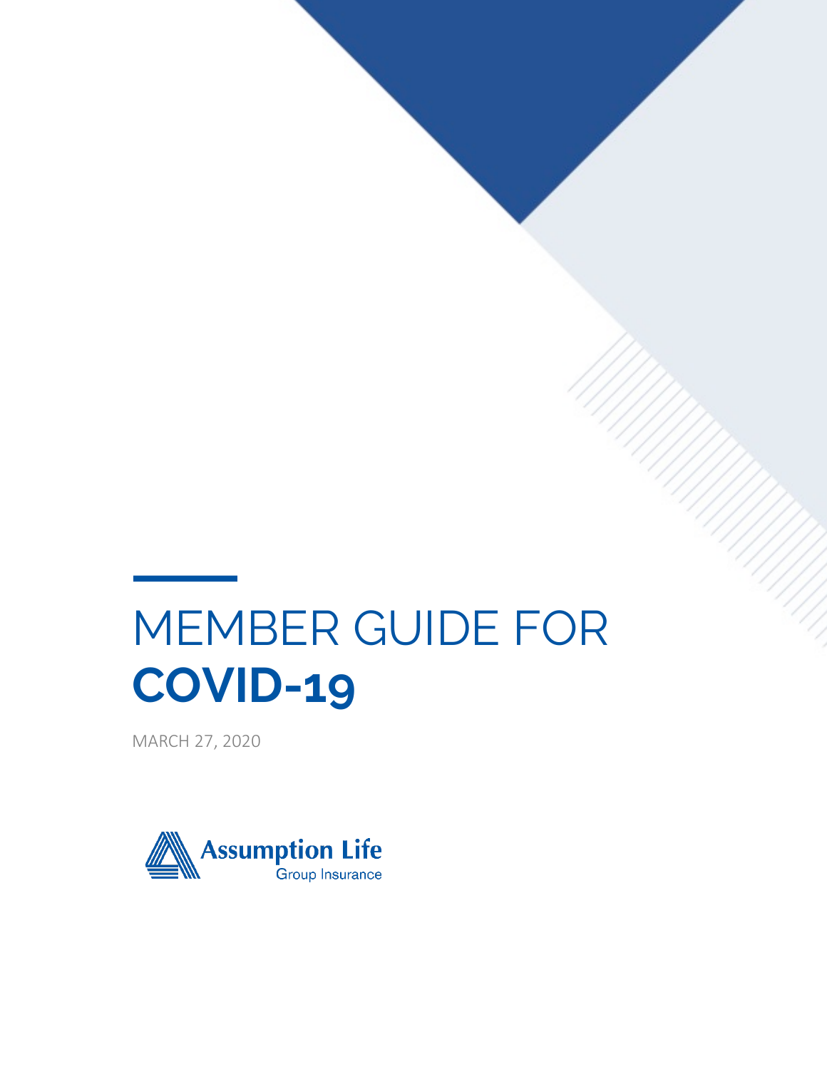# MEMBER GUIDE FOR **COVID-19**

MARCH 27, 2020

Assumption Life
Group Insurance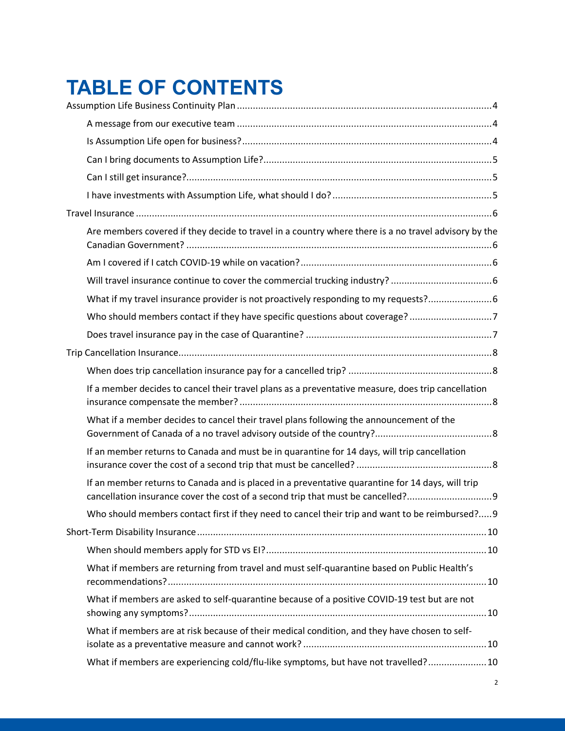# TABLE OF CONTENTS

- Assumption Life Business Continuity Plan ........ 4
  - A message from our executive team ........ 4
  - Is Assumption Life open for business? ........ 4
  - Can I bring documents to Assumption Life? ........ 5
  - Can I still get insurance? ........ 5
  - I have investments with Assumption Life, what should I do? ........ 5
- Travel Insurance ........ 6
  - Are members covered if they decide to travel in a country where there is a no travel advisory by the Canadian Government? ........ 6
  - Am I covered if I catch COVID-19 while on vacation? ........ 6
  - Will travel insurance continue to cover the commercial trucking industry? ........ 6
  - What if my travel insurance provider is not proactively responding to my requests? ........ 6
  - Who should members contact if they have specific questions about coverage? ........ 7
  - Does travel insurance pay in the case of Quarantine? ........ 7
- Trip Cancellation Insurance ........ 8
  - When does trip cancellation insurance pay for a cancelled trip? ........ 8
  - If a member decides to cancel their travel plans as a preventative measure, does trip cancellation insurance compensate the member? ........ 8
  - What if a member decides to cancel their travel plans following the announcement of the Government of Canada of a no travel advisory outside of the country? ........ 8
  - If an member returns to Canada and must be in quarantine for 14 days, will trip cancellation insurance cover the cost of a second trip that must be cancelled? ........ 8
  - If an member returns to Canada and is placed in a preventative quarantine for 14 days, will trip cancellation insurance cover the cost of a second trip that must be cancelled? ........ 9
  - Who should members contact first if they need to cancel their trip and want to be reimbursed? ........ 9
- Short-Term Disability Insurance ........ 10
  - When should members apply for STD vs EI? ........ 10
  - What if members are returning from travel and must self-quarantine based on Public Health's recommendations? ........ 10
  - What if members are asked to self-quarantine because of a positive COVID-19 test but are not showing any symptoms? ........ 10
  - What if members are at risk because of their medical condition, and they have chosen to self-isolate as a preventative measure and cannot work? ........ 10
  - What if members are experiencing cold/flu-like symptoms, but have not travelled? ........ 10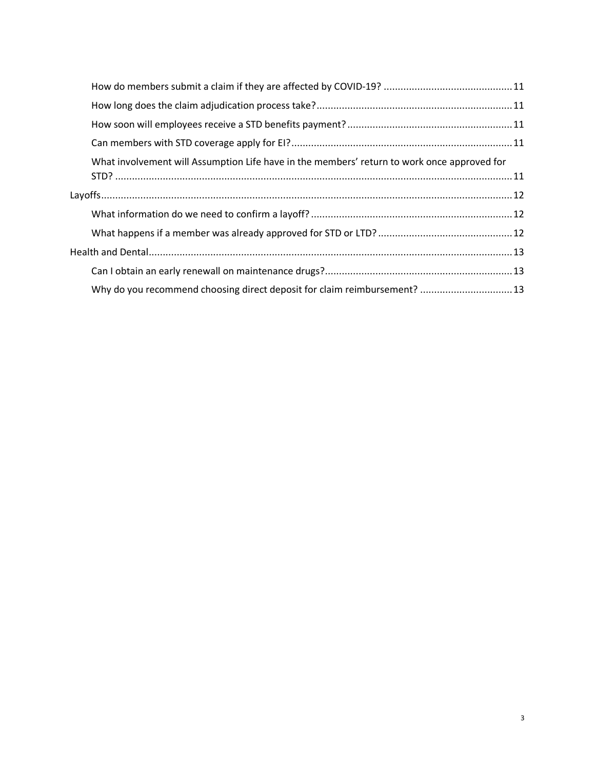- How do members submit a claim if they are affected by COVID-19? ... 11
- How long does the claim adjudication process take? ... 11
- How soon will employees receive a STD benefits payment? ... 11
- Can members with STD coverage apply for EI? ... 11
- What involvement will Assumption Life have in the members' return to work once approved for STD? ... 11

Layoffs ... 12

- What information do we need to confirm a layoff? ... 12
- What happens if a member was already approved for STD or LTD? ... 12

Health and Dental ... 13

- Can I obtain an early renewall on maintenance drugs? ... 13
- Why do you recommend choosing direct deposit for claim reimbursement? ... 13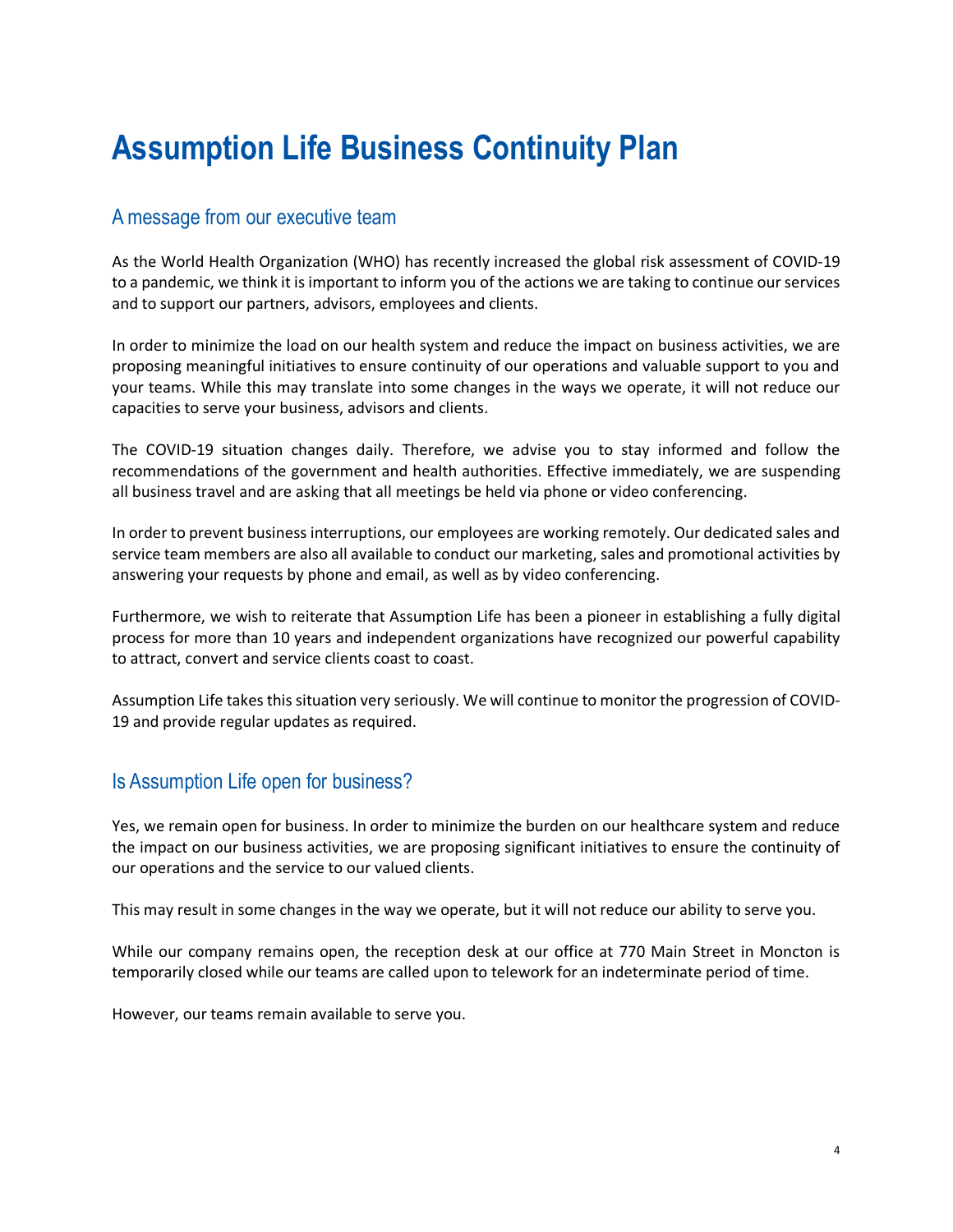# Assumption Life Business Continuity Plan

## A message from our executive team

As the World Health Organization (WHO) has recently increased the global risk assessment of COVID-19 to a pandemic, we think it is important to inform you of the actions we are taking to continue our services and to support our partners, advisors, employees and clients.

In order to minimize the load on our health system and reduce the impact on business activities, we are proposing meaningful initiatives to ensure continuity of our operations and valuable support to you and your teams. While this may translate into some changes in the ways we operate, it will not reduce our capacities to serve your business, advisors and clients.

The COVID-19 situation changes daily. Therefore, we advise you to stay informed and follow the recommendations of the government and health authorities. Effective immediately, we are suspending all business travel and are asking that all meetings be held via phone or video conferencing.

In order to prevent business interruptions, our employees are working remotely. Our dedicated sales and service team members are also all available to conduct our marketing, sales and promotional activities by answering your requests by phone and email, as well as by video conferencing.

Furthermore, we wish to reiterate that Assumption Life has been a pioneer in establishing a fully digital process for more than 10 years and independent organizations have recognized our powerful capability to attract, convert and service clients coast to coast.

Assumption Life takes this situation very seriously. We will continue to monitor the progression of COVID-19 and provide regular updates as required.

## Is Assumption Life open for business?

Yes, we remain open for business. In order to minimize the burden on our healthcare system and reduce the impact on our business activities, we are proposing significant initiatives to ensure the continuity of our operations and the service to our valued clients.

This may result in some changes in the way we operate, but it will not reduce our ability to serve you.

While our company remains open, the reception desk at our office at 770 Main Street in Moncton is temporarily closed while our teams are called upon to telework for an indeterminate period of time.

However, our teams remain available to serve you.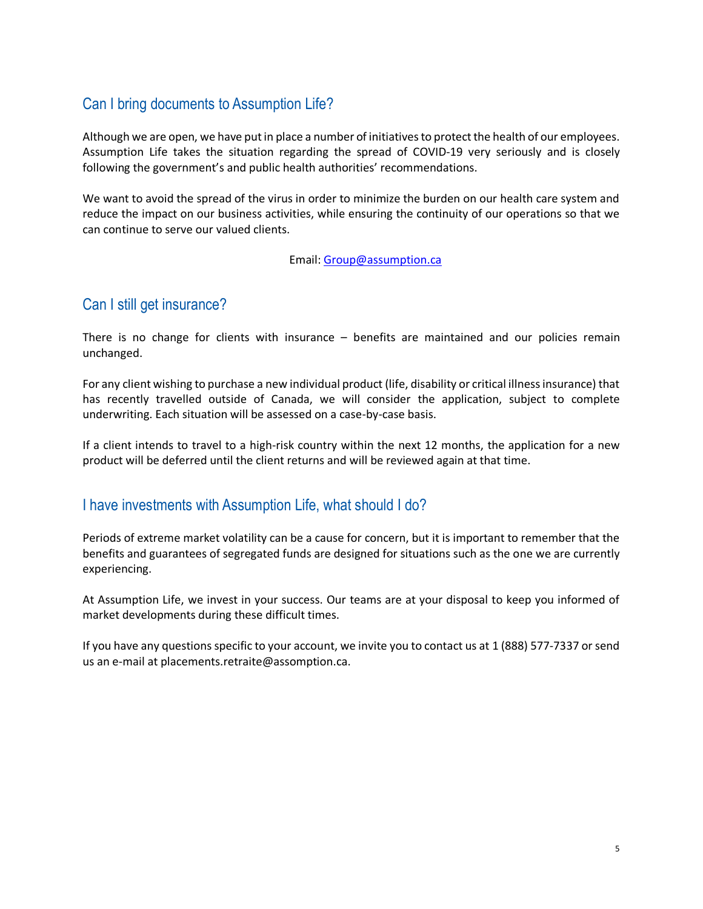## Can I bring documents to Assumption Life?

Although we are open, we have put in place a number of initiatives to protect the health of our employees. Assumption Life takes the situation regarding the spread of COVID-19 very seriously and is closely following the government's and public health authorities' recommendations.

We want to avoid the spread of the virus in order to minimize the burden on our health care system and reduce the impact on our business activities, while ensuring the continuity of our operations so that we can continue to serve our valued clients.

Email: [Group@assumption.ca](mailto:Group@assumption.ca)

## Can I still get insurance?

There is no change for clients with insurance – benefits are maintained and our policies remain unchanged.

For any client wishing to purchase a new individual product (life, disability or critical illness insurance) that has recently travelled outside of Canada, we will consider the application, subject to complete underwriting. Each situation will be assessed on a case-by-case basis.

If a client intends to travel to a high-risk country within the next 12 months, the application for a new product will be deferred until the client returns and will be reviewed again at that time.

## I have investments with Assumption Life, what should I do?

Periods of extreme market volatility can be a cause for concern, but it is important to remember that the benefits and guarantees of segregated funds are designed for situations such as the one we are currently experiencing.

At Assumption Life, we invest in your success. Our teams are at your disposal to keep you informed of market developments during these difficult times.

If you have any questions specific to your account, we invite you to contact us at 1 (888) 577-7337 or send us an e-mail at placements.retraite@assomption.ca.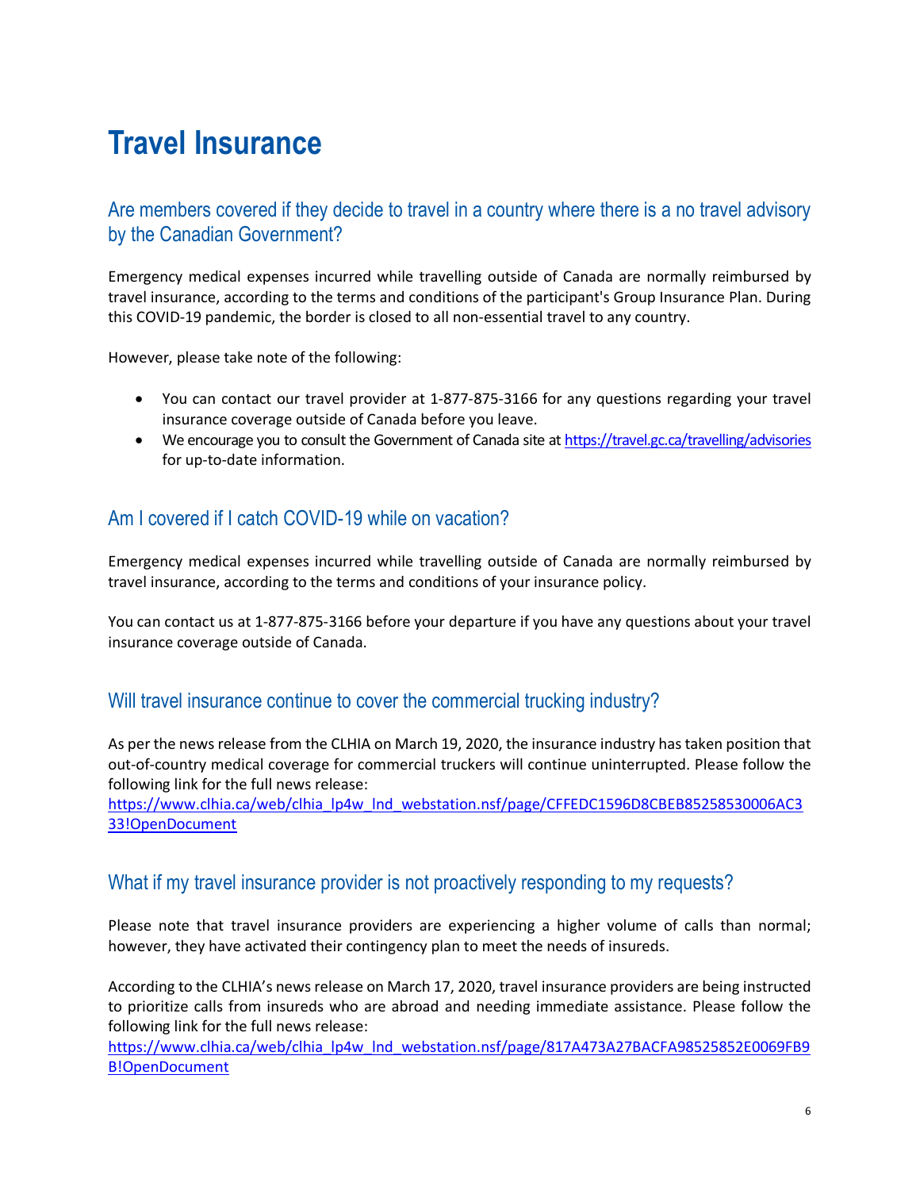# Travel Insurance

## Are members covered if they decide to travel in a country where there is a no travel advisory by the Canadian Government?

Emergency medical expenses incurred while travelling outside of Canada are normally reimbursed by travel insurance, according to the terms and conditions of the participant's Group Insurance Plan. During this COVID-19 pandemic, the border is closed to all non-essential travel to any country.

However, please take note of the following:

- You can contact our travel provider at 1-877-875-3166 for any questions regarding your travel insurance coverage outside of Canada before you leave.
- We encourage you to consult the Government of Canada site at [https://travel.gc.ca/travelling/advisories](https://travel.gc.ca/travelling/advisories) for up-to-date information.

## Am I covered if I catch COVID-19 while on vacation?

Emergency medical expenses incurred while travelling outside of Canada are normally reimbursed by travel insurance, according to the terms and conditions of your insurance policy.

You can contact us at 1-877-875-3166 before your departure if you have any questions about your travel insurance coverage outside of Canada.

## Will travel insurance continue to cover the commercial trucking industry?

As per the news release from the CLHIA on March 19, 2020, the insurance industry has taken position that out-of-country medical coverage for commercial truckers will continue uninterrupted. Please follow the following link for the full news release:
[https://www.clhia.ca/web/clhia_lp4w_lnd_webstation.nsf/page/CFFEDC1596D8CBEB85258530006AC333!OpenDocument](https://www.clhia.ca/web/clhia_lp4w_lnd_webstation.nsf/page/CFFEDC1596D8CBEB85258530006AC333!OpenDocument)

## What if my travel insurance provider is not proactively responding to my requests?

Please note that travel insurance providers are experiencing a higher volume of calls than normal; however, they have activated their contingency plan to meet the needs of insureds.

According to the CLHIA's news release on March 17, 2020, travel insurance providers are being instructed to prioritize calls from insureds who are abroad and needing immediate assistance. Please follow the following link for the full news release:
[https://www.clhia.ca/web/clhia_lp4w_lnd_webstation.nsf/page/817A473A27BACFA98525852E0069FB9B!OpenDocument](https://www.clhia.ca/web/clhia_lp4w_lnd_webstation.nsf/page/817A473A27BACFA98525852E0069FB9B!OpenDocument)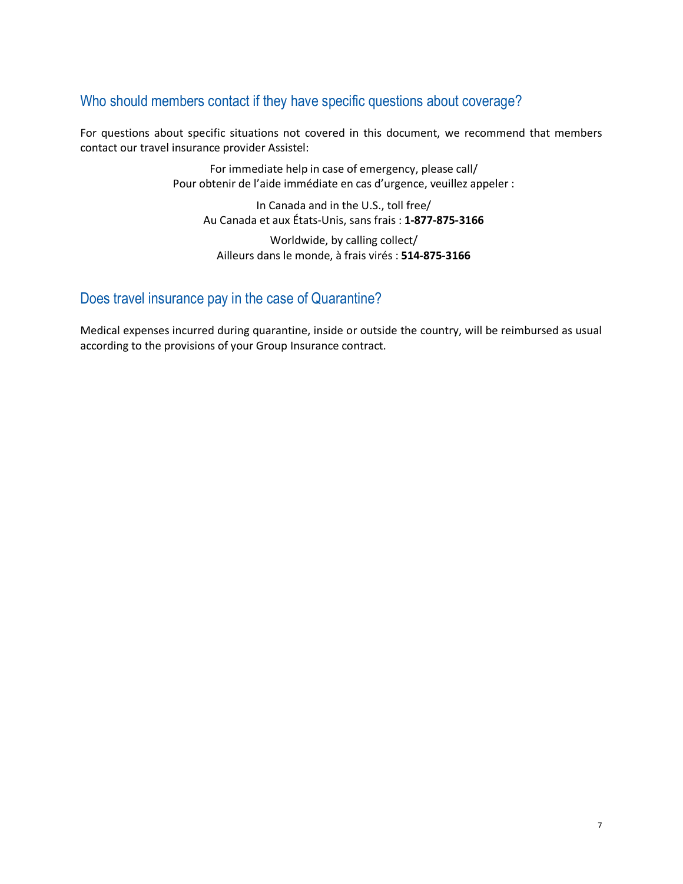## Who should members contact if they have specific questions about coverage?

For questions about specific situations not covered in this document, we recommend that members contact our travel insurance provider Assistel:

For immediate help in case of emergency, please call/
Pour obtenir de l'aide immédiate en cas d'urgence, veuillez appeler :

In Canada and in the U.S., toll free/
Au Canada et aux États-Unis, sans frais : **1-877-875-3166**

Worldwide, by calling collect/
Ailleurs dans le monde, à frais virés : **514-875-3166**

## Does travel insurance pay in the case of Quarantine?

Medical expenses incurred during quarantine, inside or outside the country, will be reimbursed as usual according to the provisions of your Group Insurance contract.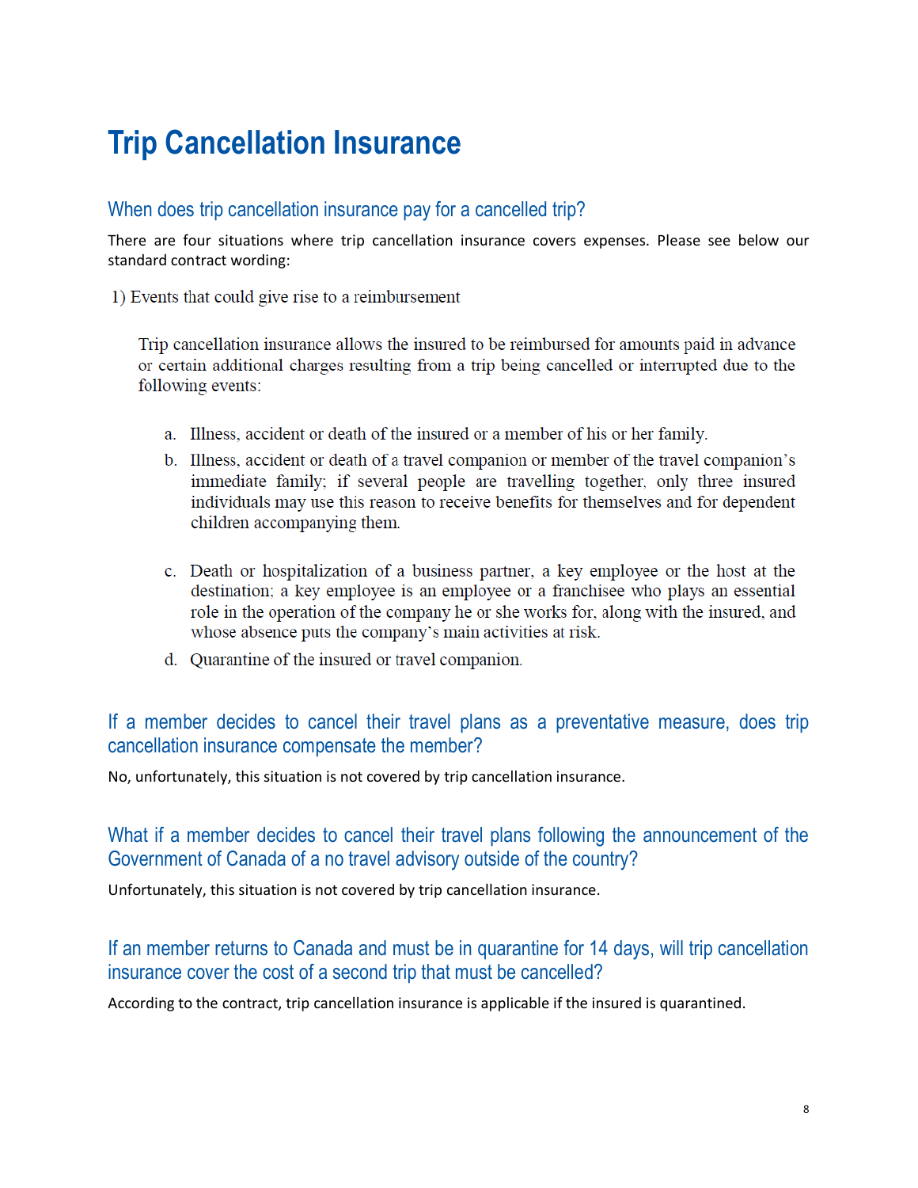# Trip Cancellation Insurance

## When does trip cancellation insurance pay for a cancelled trip?

There are four situations where trip cancellation insurance covers expenses. Please see below our standard contract wording:

1) Events that could give rise to a reimbursement

Trip cancellation insurance allows the insured to be reimbursed for amounts paid in advance or certain additional charges resulting from a trip being cancelled or interrupted due to the following events:

a. Illness, accident or death of the insured or a member of his or her family.
b. Illness, accident or death of a travel companion or member of the travel companion's immediate family; if several people are travelling together, only three insured individuals may use this reason to receive benefits for themselves and for dependent children accompanying them.
c. Death or hospitalization of a business partner, a key employee or the host at the destination; a key employee is an employee or a franchisee who plays an essential role in the operation of the company he or she works for, along with the insured, and whose absence puts the company's main activities at risk.
d. Quarantine of the insured or travel companion.

## If a member decides to cancel their travel plans as a preventative measure, does trip cancellation insurance compensate the member?

No, unfortunately, this situation is not covered by trip cancellation insurance.

## What if a member decides to cancel their travel plans following the announcement of the Government of Canada of a no travel advisory outside of the country?

Unfortunately, this situation is not covered by trip cancellation insurance.

## If an member returns to Canada and must be in quarantine for 14 days, will trip cancellation insurance cover the cost of a second trip that must be cancelled?

According to the contract, trip cancellation insurance is applicable if the insured is quarantined.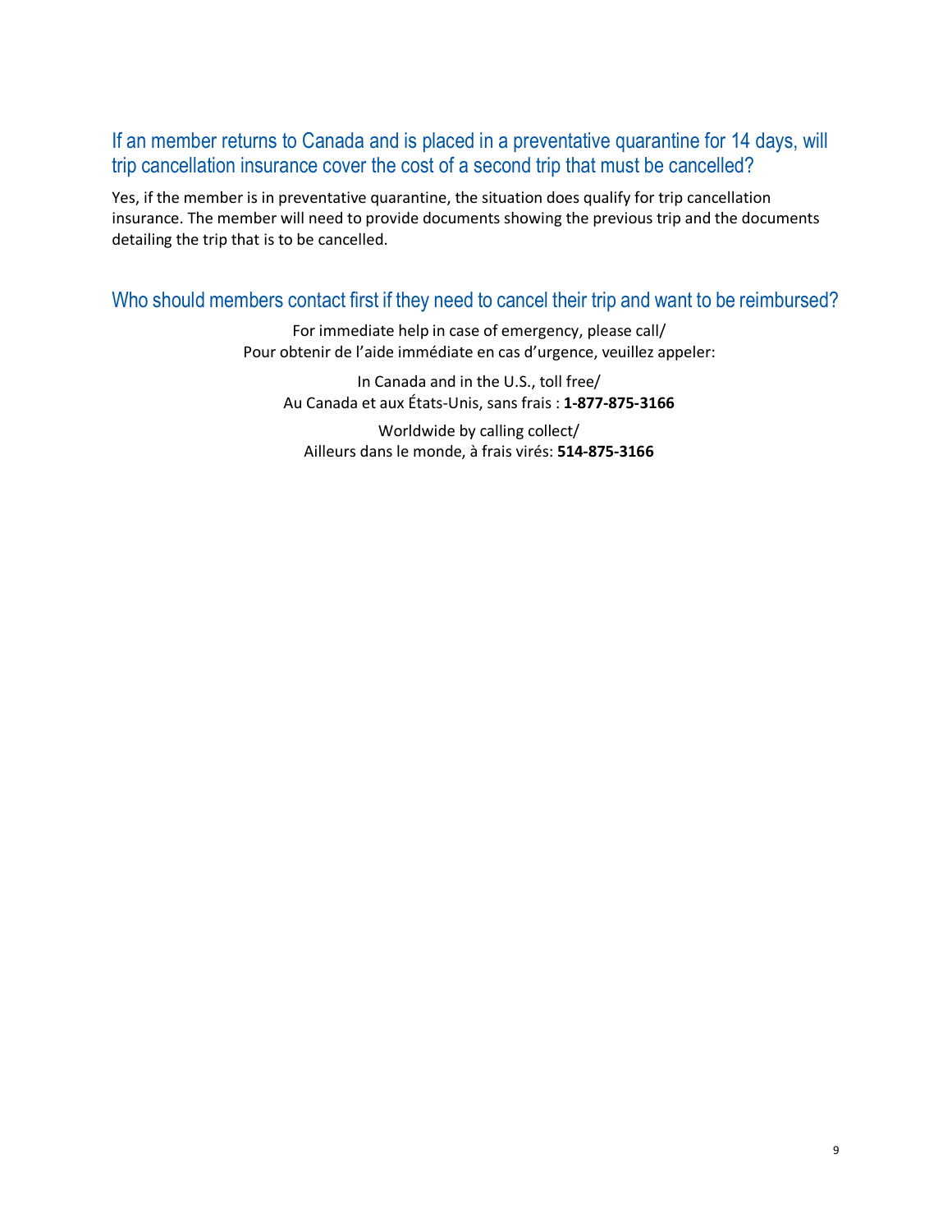## If an member returns to Canada and is placed in a preventative quarantine for 14 days, will trip cancellation insurance cover the cost of a second trip that must be cancelled?

Yes, if the member is in preventative quarantine, the situation does qualify for trip cancellation insurance. The member will need to provide documents showing the previous trip and the documents detailing the trip that is to be cancelled.

## Who should members contact first if they need to cancel their trip and want to be reimbursed?

For immediate help in case of emergency, please call/
Pour obtenir de l'aide immédiate en cas d'urgence, veuillez appeler:

In Canada and in the U.S., toll free/
Au Canada et aux États-Unis, sans frais : **1-877-875-3166**

Worldwide by calling collect/
Ailleurs dans le monde, à frais virés: **514-875-3166**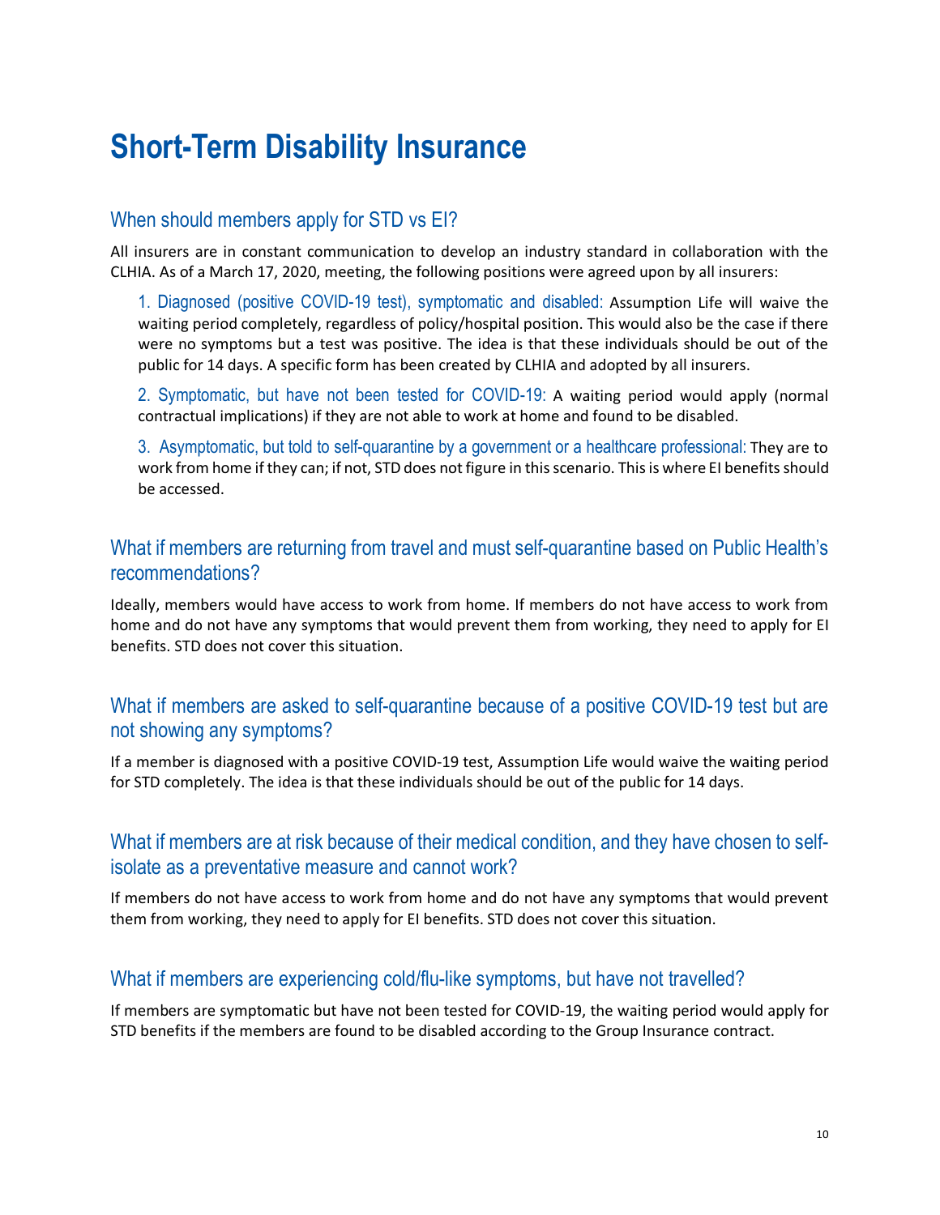# Short-Term Disability Insurance

## When should members apply for STD vs EI?

All insurers are in constant communication to develop an industry standard in collaboration with the CLHIA. As of a March 17, 2020, meeting, the following positions were agreed upon by all insurers:

1. Diagnosed (positive COVID-19 test), symptomatic and disabled: Assumption Life will waive the waiting period completely, regardless of policy/hospital position. This would also be the case if there were no symptoms but a test was positive. The idea is that these individuals should be out of the public for 14 days. A specific form has been created by CLHIA and adopted by all insurers.

2. Symptomatic, but have not been tested for COVID-19: A waiting period would apply (normal contractual implications) if they are not able to work at home and found to be disabled.

3. Asymptomatic, but told to self-quarantine by a government or a healthcare professional: They are to work from home if they can; if not, STD does not figure in this scenario. This is where EI benefits should be accessed.

## What if members are returning from travel and must self-quarantine based on Public Health's recommendations?

Ideally, members would have access to work from home. If members do not have access to work from home and do not have any symptoms that would prevent them from working, they need to apply for EI benefits. STD does not cover this situation.

## What if members are asked to self-quarantine because of a positive COVID-19 test but are not showing any symptoms?

If a member is diagnosed with a positive COVID-19 test, Assumption Life would waive the waiting period for STD completely. The idea is that these individuals should be out of the public for 14 days.

## What if members are at risk because of their medical condition, and they have chosen to self-isolate as a preventative measure and cannot work?

If members do not have access to work from home and do not have any symptoms that would prevent them from working, they need to apply for EI benefits. STD does not cover this situation.

## What if members are experiencing cold/flu-like symptoms, but have not travelled?

If members are symptomatic but have not been tested for COVID-19, the waiting period would apply for STD benefits if the members are found to be disabled according to the Group Insurance contract.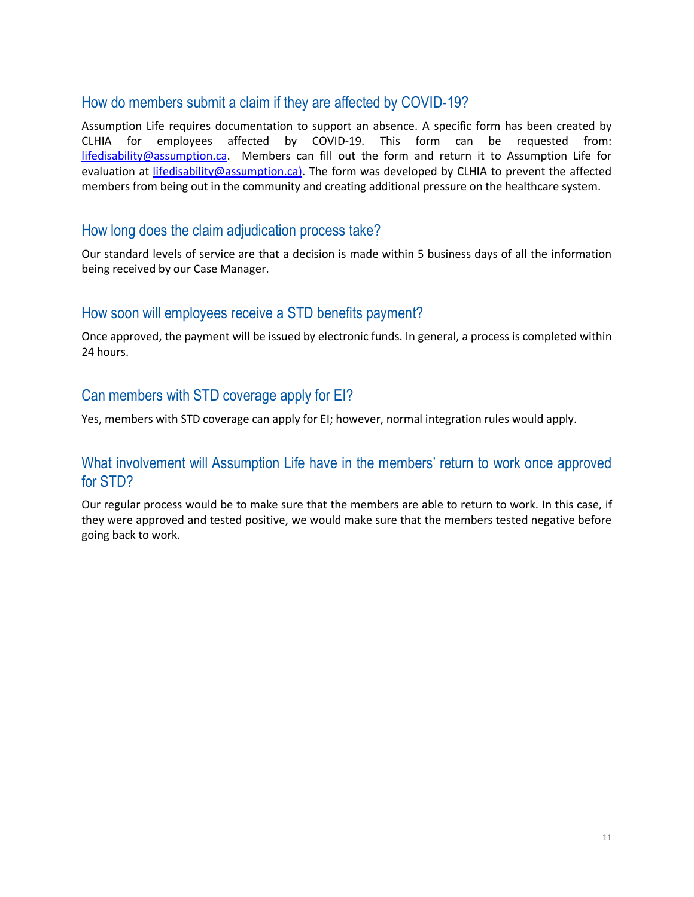## How do members submit a claim if they are affected by COVID-19?

Assumption Life requires documentation to support an absence. A specific form has been created by CLHIA for employees affected by COVID-19. This form can be requested from: lifedisability@assumption.ca. Members can fill out the form and return it to Assumption Life for evaluation at lifedisability@assumption.ca). The form was developed by CLHIA to prevent the affected members from being out in the community and creating additional pressure on the healthcare system.

## How long does the claim adjudication process take?

Our standard levels of service are that a decision is made within 5 business days of all the information being received by our Case Manager.

## How soon will employees receive a STD benefits payment?

Once approved, the payment will be issued by electronic funds. In general, a process is completed within 24 hours.

## Can members with STD coverage apply for EI?

Yes, members with STD coverage can apply for EI; however, normal integration rules would apply.

## What involvement will Assumption Life have in the members' return to work once approved for STD?

Our regular process would be to make sure that the members are able to return to work. In this case, if they were approved and tested positive, we would make sure that the members tested negative before going back to work.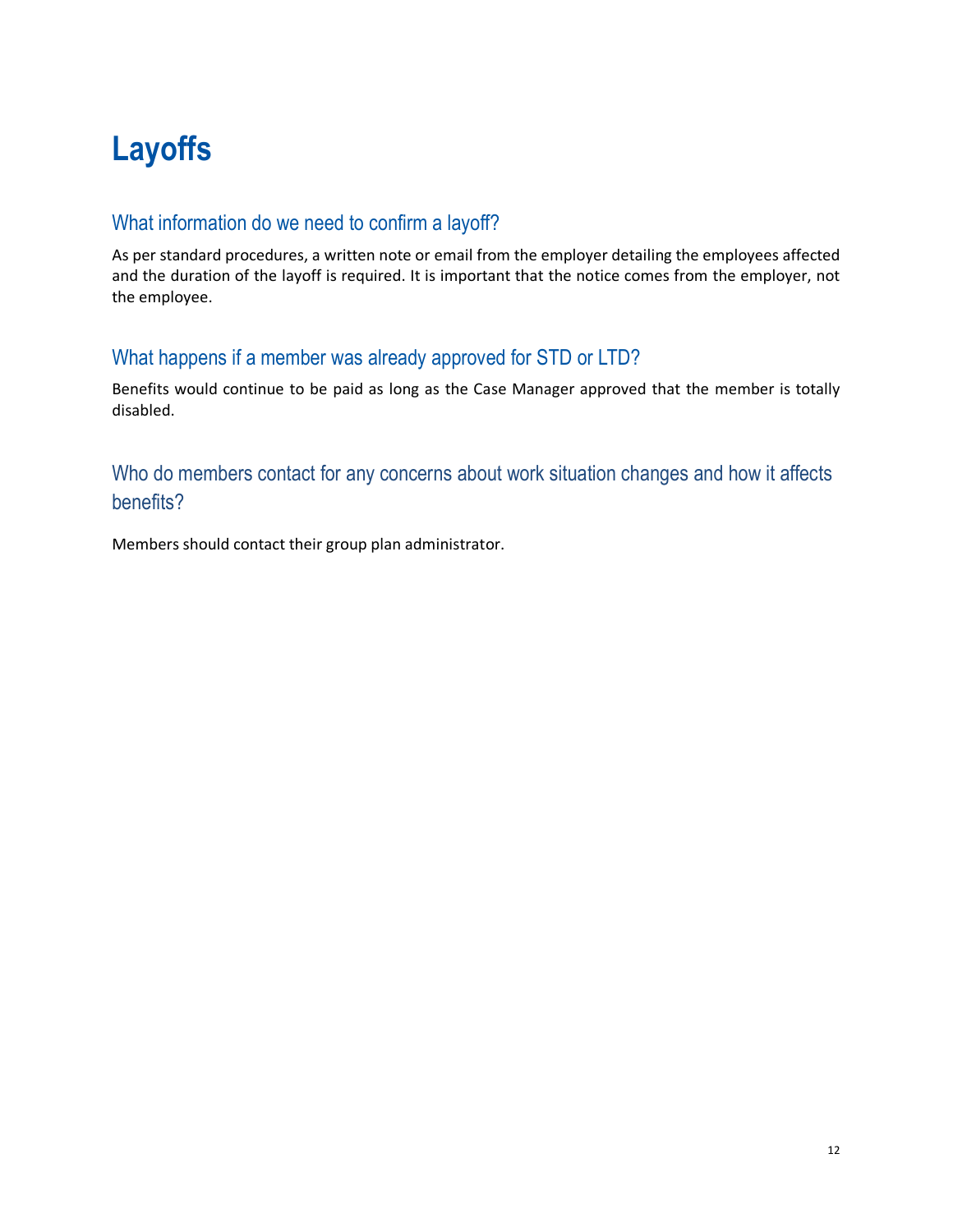# Layoffs

## What information do we need to confirm a layoff?

As per standard procedures, a written note or email from the employer detailing the employees affected and the duration of the layoff is required. It is important that the notice comes from the employer, not the employee.

## What happens if a member was already approved for STD or LTD?

Benefits would continue to be paid as long as the Case Manager approved that the member is totally disabled.

## Who do members contact for any concerns about work situation changes and how it affects benefits?

Members should contact their group plan administrator.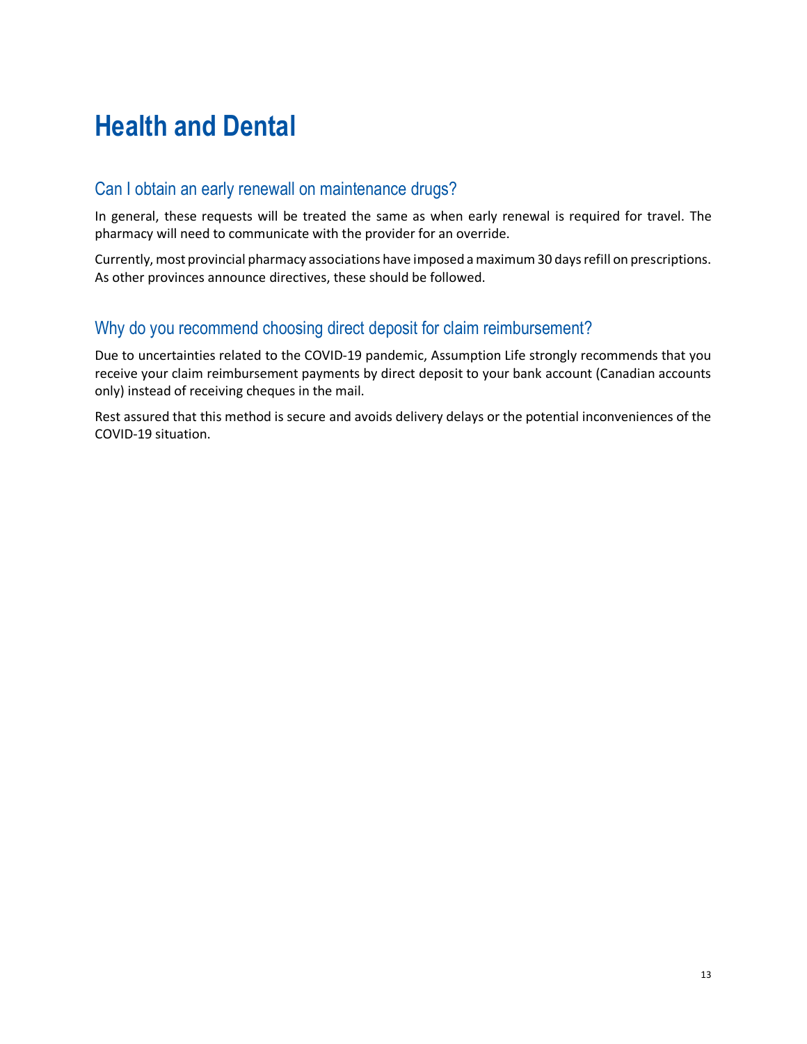# Health and Dental

## Can I obtain an early renewall on maintenance drugs?

In general, these requests will be treated the same as when early renewal is required for travel. The pharmacy will need to communicate with the provider for an override.

Currently, most provincial pharmacy associations have imposed a maximum 30 days refill on prescriptions. As other provinces announce directives, these should be followed.

## Why do you recommend choosing direct deposit for claim reimbursement?

Due to uncertainties related to the COVID-19 pandemic, Assumption Life strongly recommends that you receive your claim reimbursement payments by direct deposit to your bank account (Canadian accounts only) instead of receiving cheques in the mail.

Rest assured that this method is secure and avoids delivery delays or the potential inconveniences of the COVID-19 situation.